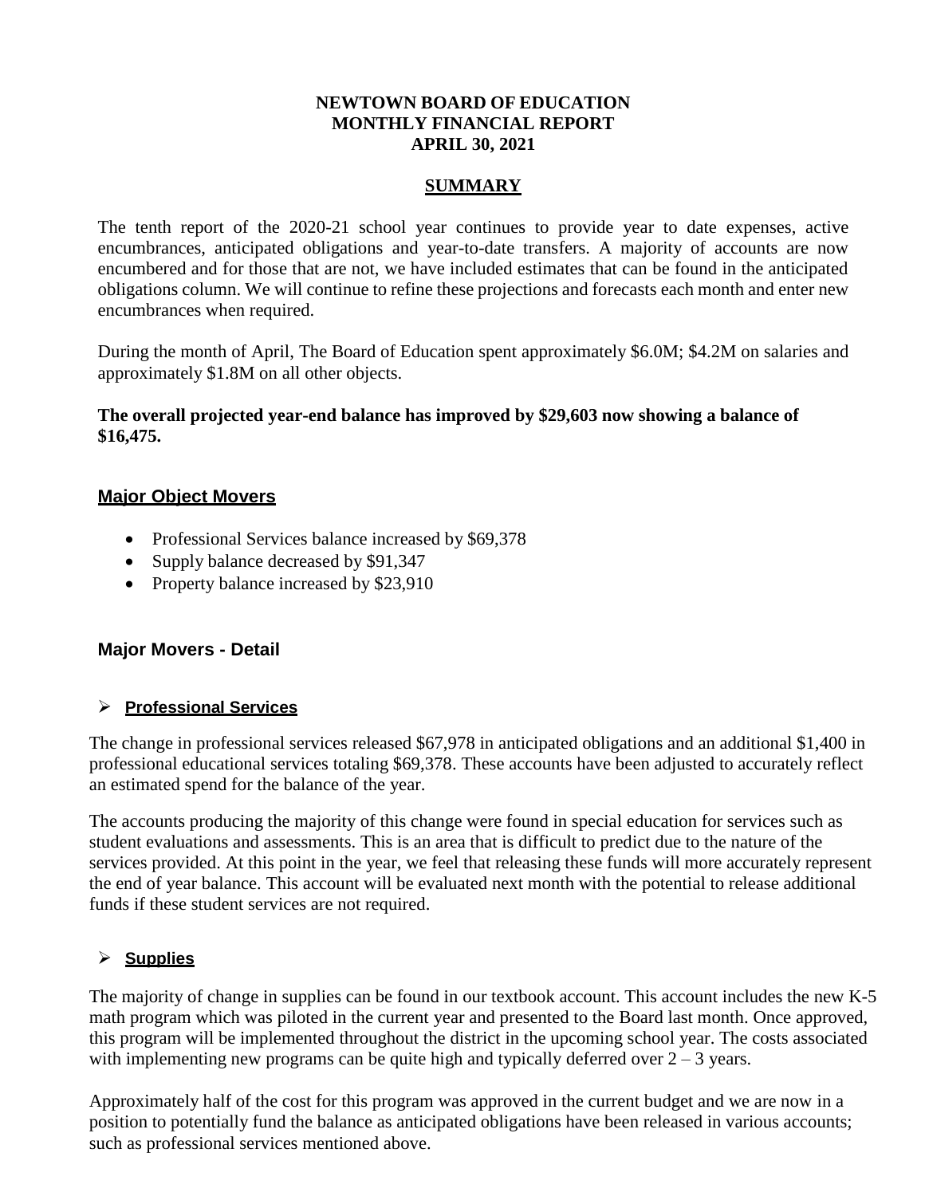# NEWTOWN BOARD OF EDUCATION
# MONTHLY FINANCIAL REPORT
# APRIL 30, 2021

## SUMMARY

The tenth report of the 2020-21 school year continues to provide year to date expenses, active encumbrances, anticipated obligations and year-to-date transfers. A majority of accounts are now encumbered and for those that are not, we have included estimates that can be found in the anticipated obligations column. We will continue to refine these projections and forecasts each month and enter new encumbrances when required.

During the month of April, The Board of Education spent approximately \$6.0M; \$4.2M on salaries and approximately \$1.8M on all other objects.

**The overall projected year-end balance has improved by \$29,603 now showing a balance of \$16,475.**

## Major Object Movers

- Professional Services balance increased by \$69,378
- Supply balance decreased by \$91,347
- Property balance increased by \$23,910

## Major Movers - Detail

### Professional Services

The change in professional services released \$67,978 in anticipated obligations and an additional \$1,400 in professional educational services totaling \$69,378. These accounts have been adjusted to accurately reflect an estimated spend for the balance of the year.

The accounts producing the majority of this change were found in special education for services such as student evaluations and assessments. This is an area that is difficult to predict due to the nature of the services provided. At this point in the year, we feel that releasing these funds will more accurately represent the end of year balance. This account will be evaluated next month with the potential to release additional funds if these student services are not required.

### Supplies

The majority of change in supplies can be found in our textbook account. This account includes the new K-5 math program which was piloted in the current year and presented to the Board last month. Once approved, this program will be implemented throughout the district in the upcoming school year. The costs associated with implementing new programs can be quite high and typically deferred over 2 – 3 years.

Approximately half of the cost for this program was approved in the current budget and we are now in a position to potentially fund the balance as anticipated obligations have been released in various accounts; such as professional services mentioned above.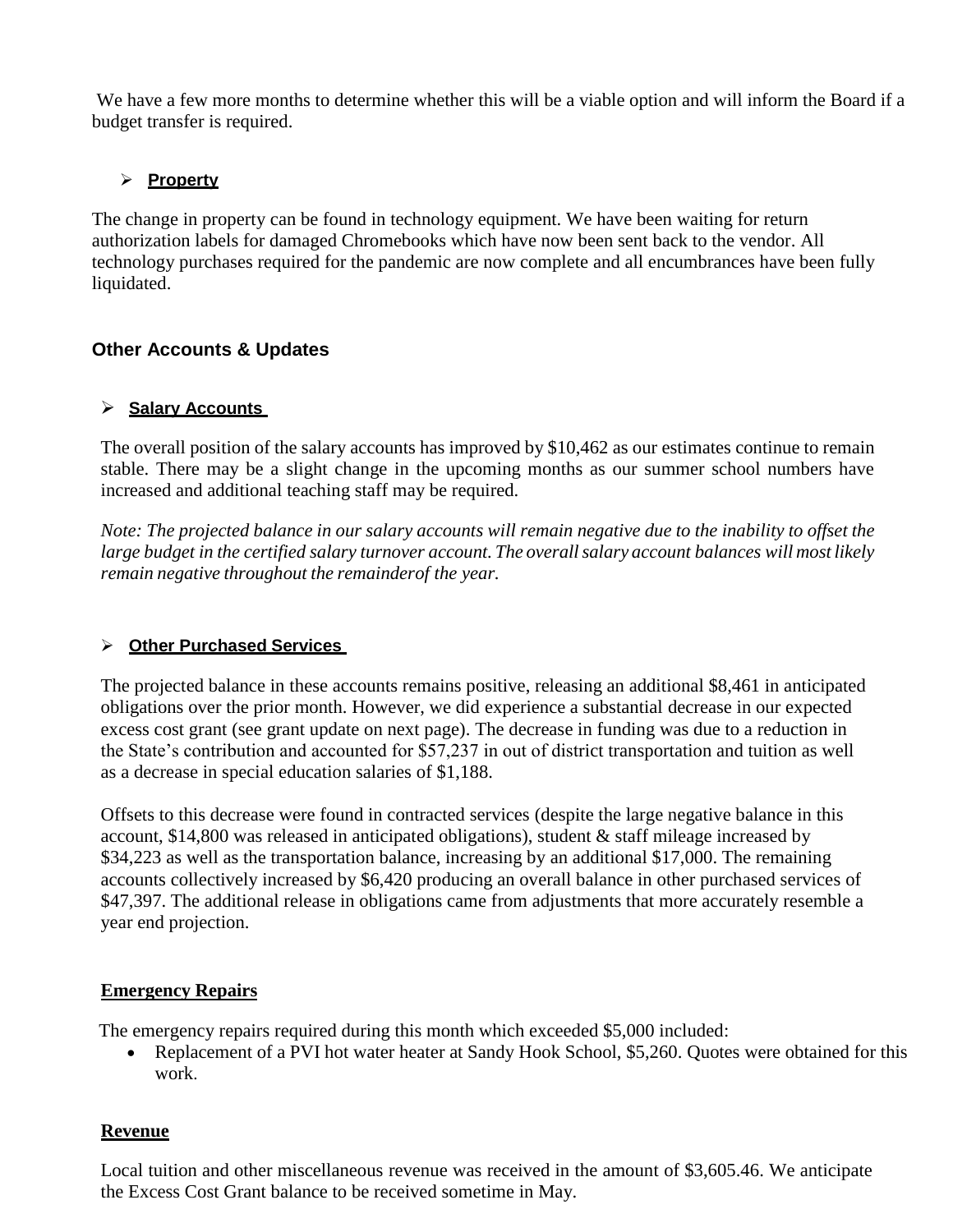We have a few more months to determine whether this will be a viable option and will inform the Board if a budget transfer is required.

- **Property**

The change in property can be found in technology equipment. We have been waiting for return authorization labels for damaged Chromebooks which have now been sent back to the vendor. All technology purchases required for the pandemic are now complete and all encumbrances have been fully liquidated.

## Other Accounts & Updates

- **Salary Accounts**

The overall position of the salary accounts has improved by $10,462 as our estimates continue to remain stable. There may be a slight change in the upcoming months as our summer school numbers have increased and additional teaching staff may be required.

*Note: The projected balance in our salary accounts will remain negative due to the inability to offset the large budget in the certified salary turnover account. The overall salary account balances will most likely remain negative throughout the remainderof the year.*

- **Other Purchased Services**

The projected balance in these accounts remains positive, releasing an additional $8,461 in anticipated obligations over the prior month. However, we did experience a substantial decrease in our expected excess cost grant (see grant update on next page). The decrease in funding was due to a reduction in the State's contribution and accounted for $57,237 in out of district transportation and tuition as well as a decrease in special education salaries of $1,188.

Offsets to this decrease were found in contracted services (despite the large negative balance in this account, $14,800 was released in anticipated obligations), student & staff mileage increased by $34,223 as well as the transportation balance, increasing by an additional $17,000. The remaining accounts collectively increased by $6,420 producing an overall balance in other purchased services of $47,397. The additional release in obligations came from adjustments that more accurately resemble a year end projection.

**Emergency Repairs**

The emergency repairs required during this month which exceeded $5,000 included:

- Replacement of a PVI hot water heater at Sandy Hook School, $5,260. Quotes were obtained for this work.

**Revenue**

Local tuition and other miscellaneous revenue was received in the amount of $3,605.46. We anticipate the Excess Cost Grant balance to be received sometime in May.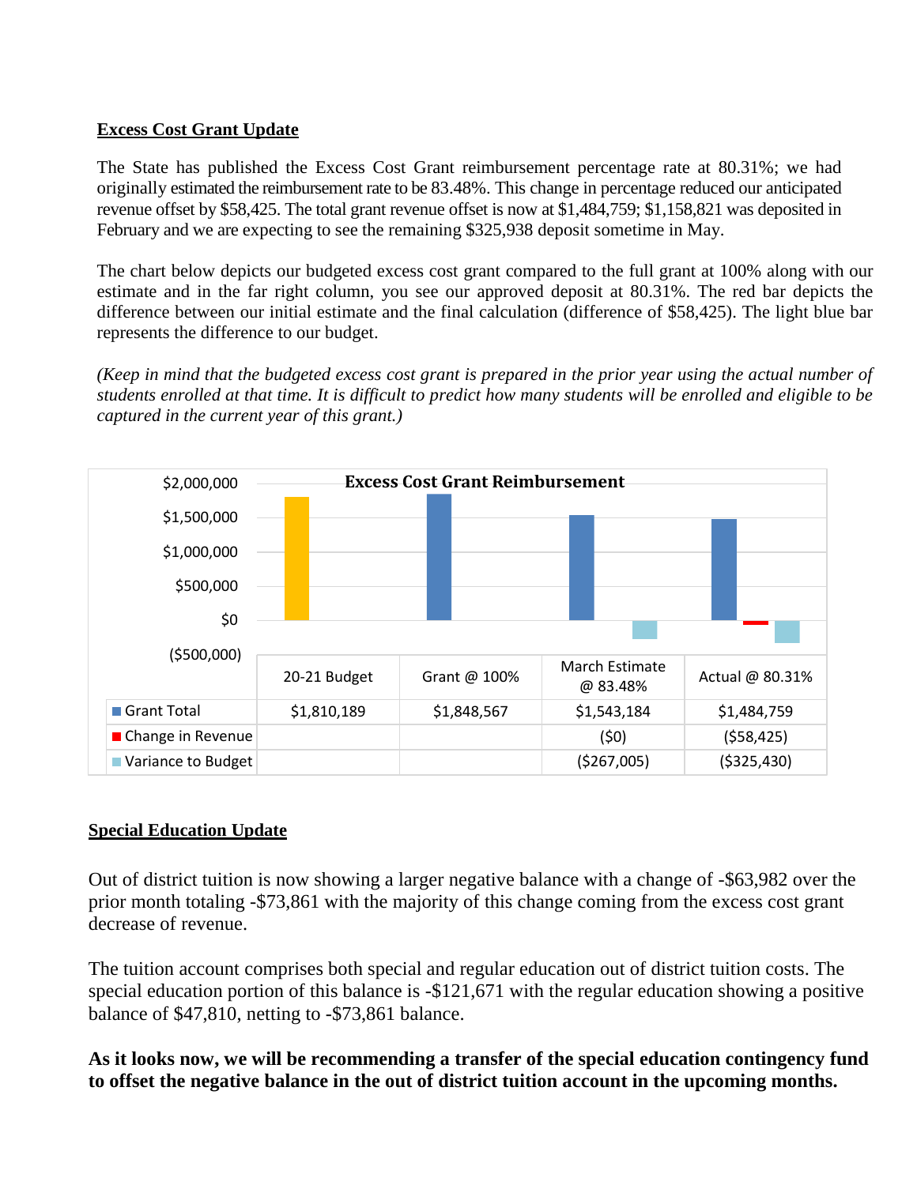**Excess Cost Grant Update**

The State has published the Excess Cost Grant reimbursement percentage rate at 80.31%; we had originally estimated the reimbursement rate to be 83.48%. This change in percentage reduced our anticipated revenue offset by $58,425. The total grant revenue offset is now at $1,484,759; $1,158,821 was deposited in February and we are expecting to see the remaining $325,938 deposit sometime in May.

The chart below depicts our budgeted excess cost grant compared to the full grant at 100% along with our estimate and in the far right column, you see our approved deposit at 80.31%. The red bar depicts the difference between our initial estimate and the final calculation (difference of $58,425). The light blue bar represents the difference to our budget.

*(Keep in mind that the budgeted excess cost grant is prepared in the prior year using the actual number of students enrolled at that time. It is difficult to predict how many students will be enrolled and eligible to be captured in the current year of this grant.)*

**Excess Cost Grant Reimbursement**

| | 20-21 Budget | Grant @ 100% | March Estimate @ 83.48% | Actual @ 80.31% |
|---|---|---|---|---|
| Grant Total | $1,810,189 | $1,848,567 | $1,543,184 | $1,484,759 |
| Change in Revenue | | | ($0) | ($58,425) |
| Variance to Budget | | | ($267,005) | ($325,430) |

**Special Education Update**

Out of district tuition is now showing a larger negative balance with a change of -$63,982 over the prior month totaling -$73,861 with the majority of this change coming from the excess cost grant decrease of revenue.

The tuition account comprises both special and regular education out of district tuition costs. The special education portion of this balance is -$121,671 with the regular education showing a positive balance of $47,810, netting to -$73,861 balance.

**As it looks now, we will be recommending a transfer of the special education contingency fund to offset the negative balance in the out of district tuition account in the upcoming months.**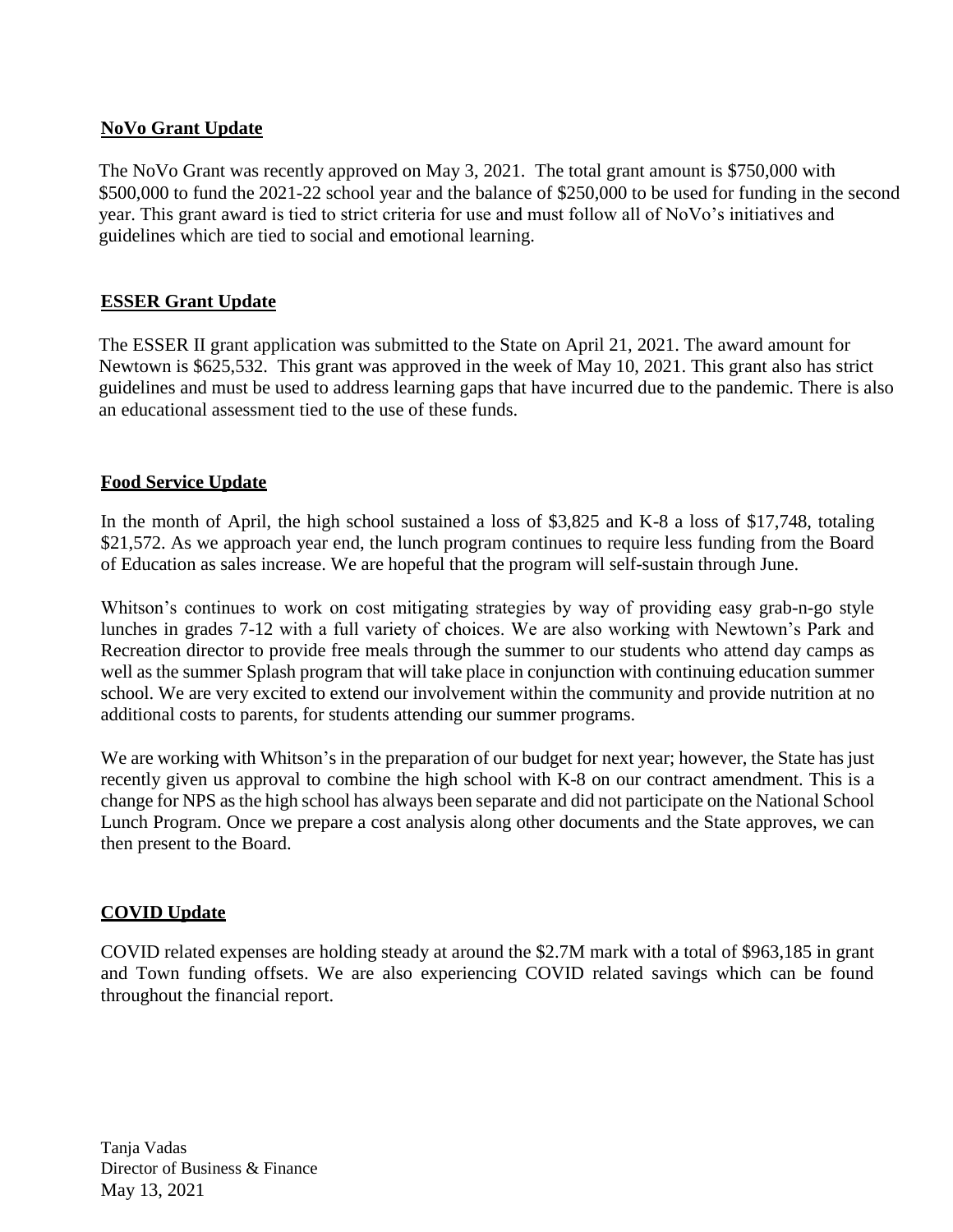## NoVo Grant Update

The NoVo Grant was recently approved on May 3, 2021. The total grant amount is $750,000 with $500,000 to fund the 2021-22 school year and the balance of $250,000 to be used for funding in the second year. This grant award is tied to strict criteria for use and must follow all of NoVo's initiatives and guidelines which are tied to social and emotional learning.

## ESSER Grant Update

The ESSER II grant application was submitted to the State on April 21, 2021. The award amount for Newtown is $625,532. This grant was approved in the week of May 10, 2021. This grant also has strict guidelines and must be used to address learning gaps that have incurred due to the pandemic. There is also an educational assessment tied to the use of these funds.

## Food Service Update

In the month of April, the high school sustained a loss of $3,825 and K-8 a loss of $17,748, totaling $21,572. As we approach year end, the lunch program continues to require less funding from the Board of Education as sales increase. We are hopeful that the program will self-sustain through June.

Whitson's continues to work on cost mitigating strategies by way of providing easy grab-n-go style lunches in grades 7-12 with a full variety of choices. We are also working with Newtown's Park and Recreation director to provide free meals through the summer to our students who attend day camps as well as the summer Splash program that will take place in conjunction with continuing education summer school. We are very excited to extend our involvement within the community and provide nutrition at no additional costs to parents, for students attending our summer programs.

We are working with Whitson's in the preparation of our budget for next year; however, the State has just recently given us approval to combine the high school with K-8 on our contract amendment. This is a change for NPS as the high school has always been separate and did not participate on the National School Lunch Program. Once we prepare a cost analysis along other documents and the State approves, we can then present to the Board.

## COVID Update

COVID related expenses are holding steady at around the $2.7M mark with a total of $963,185 in grant and Town funding offsets. We are also experiencing COVID related savings which can be found throughout the financial report.

Tanja Vadas
Director of Business & Finance
May 13, 2021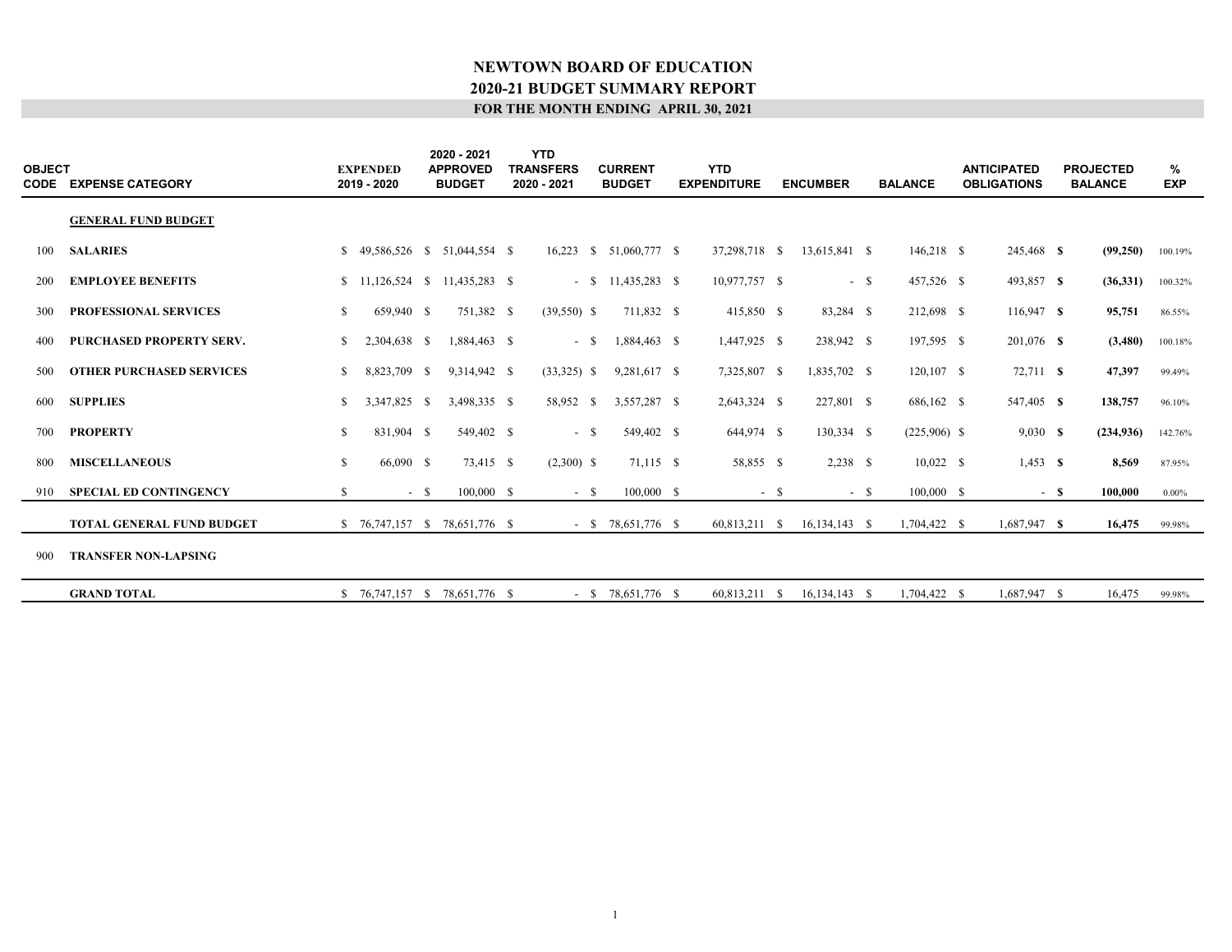# NEWTOWN BOARD OF EDUCATION

## 2020-21 BUDGET SUMMARY REPORT

### FOR THE MONTH ENDING APRIL 30, 2021

| OBJECT CODE | EXPENSE CATEGORY | EXPENDED 2019 - 2020 | 2020 - 2021 APPROVED BUDGET | YTD TRANSFERS 2020 - 2021 | CURRENT BUDGET | YTD EXPENDITURE | ENCUMBER | BALANCE | ANTICIPATED OBLIGATIONS | PROJECTED BALANCE | % EXP |
|---|---|---|---|---|---|---|---|---|---|---|---|
| | **GENERAL FUND BUDGET** | | | | | | | | | | |
| 100 | **SALARIES** | $ 49,586,526 | $ 51,044,554 | $ 16,223 | $ 51,060,777 | $ 37,298,718 | $ 13,615,841 | $ 146,218 | $ 245,468 | **$ (99,250)** | 100.19% |
| 200 | **EMPLOYEE BENEFITS** | $ 11,126,524 | $ 11,435,283 | $ - | $ 11,435,283 | $ 10,977,757 | $ - | $ 457,526 | $ 493,857 | **$ (36,331)** | 100.32% |
| 300 | **PROFESSIONAL SERVICES** | $ 659,940 | $ 751,382 | $ (39,550) | $ 711,832 | $ 415,850 | $ 83,284 | $ 212,698 | $ 116,947 | **$ 95,751** | 86.55% |
| 400 | **PURCHASED PROPERTY SERV.** | $ 2,304,638 | $ 1,884,463 | $ - | $ 1,884,463 | $ 1,447,925 | $ 238,942 | $ 197,595 | $ 201,076 | **$ (3,480)** | 100.18% |
| 500 | **OTHER PURCHASED SERVICES** | $ 8,823,709 | $ 9,314,942 | $ (33,325) | $ 9,281,617 | $ 7,325,807 | $ 1,835,702 | $ 120,107 | $ 72,711 | **$ 47,397** | 99.49% |
| 600 | **SUPPLIES** | $ 3,347,825 | $ 3,498,335 | $ 58,952 | $ 3,557,287 | $ 2,643,324 | $ 227,801 | $ 686,162 | $ 547,405 | **$ 138,757** | 96.10% |
| 700 | **PROPERTY** | $ 831,904 | $ 549,402 | $ - | $ 549,402 | $ 644,974 | $ 130,334 | $ (225,906) | $ 9,030 | **$ (234,936)** | 142.76% |
| 800 | **MISCELLANEOUS** | $ 66,090 | $ 73,415 | $ (2,300) | $ 71,115 | $ 58,855 | $ 2,238 | $ 10,022 | $ 1,453 | **$ 8,569** | 87.95% |
| 910 | **SPECIAL ED CONTINGENCY** | $ - | $ 100,000 | $ - | $ 100,000 | $ - | $ - | $ 100,000 | $ - | **$ 100,000** | 0.00% |
| | **TOTAL GENERAL FUND BUDGET** | $ 76,747,157 | $ 78,651,776 | $ - | $ 78,651,776 | $ 60,813,211 | $ 16,134,143 | $ 1,704,422 | $ 1,687,947 | **$ 16,475** | 99.98% |
| 900 | **TRANSFER NON-LAPSING** | | | | | | | | | | |
| | **GRAND TOTAL** | $ 76,747,157 | $ 78,651,776 | $ - | $ 78,651,776 | $ 60,813,211 | $ 16,134,143 | $ 1,704,422 | $ 1,687,947 | $ 16,475 | 99.98% |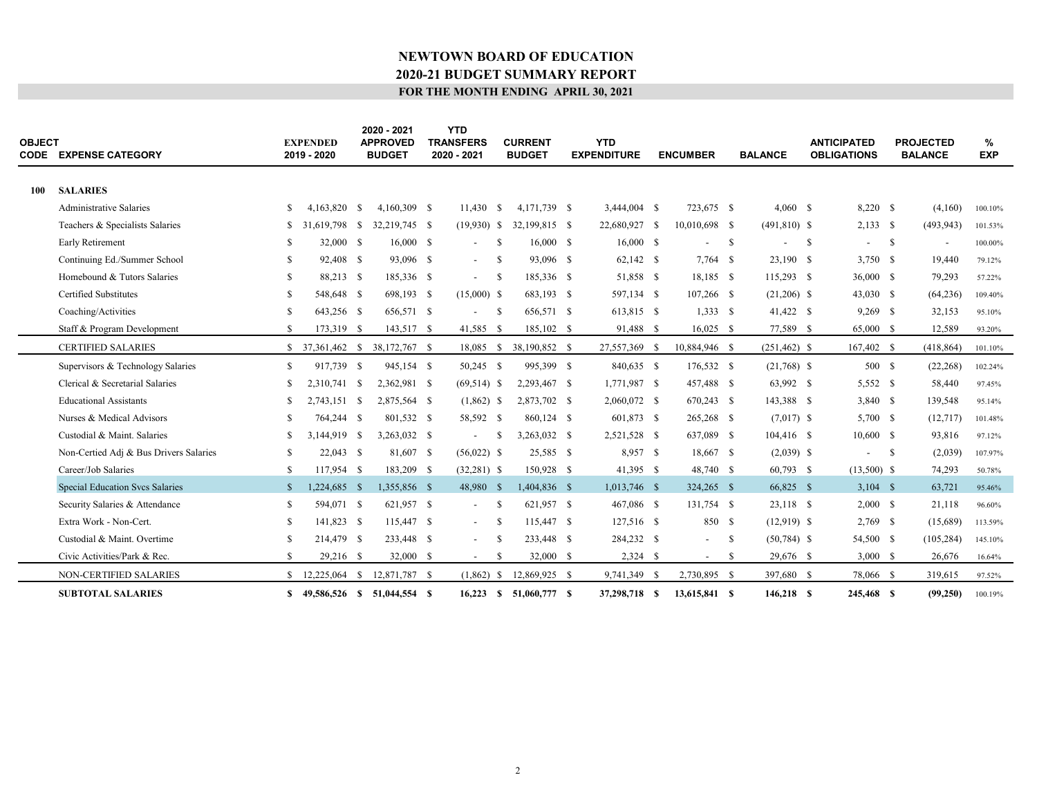# NEWTOWN BOARD OF EDUCATION
## 2020-21 BUDGET SUMMARY REPORT
### FOR THE MONTH ENDING APRIL 30, 2021

| OBJECT CODE | EXPENSE CATEGORY | EXPENDED 2019 - 2020 | 2020 - 2021 APPROVED BUDGET | YTD TRANSFERS 2020 - 2021 | CURRENT BUDGET | YTD EXPENDITURE | ENCUMBER | BALANCE | ANTICIPATED OBLIGATIONS | PROJECTED BALANCE | % EXP |
|---|---|---|---|---|---|---|---|---|---|---|---|
| **100** | **SALARIES** | | | | | | | | | | |
| | Administrative Salaries | $ 4,163,820 | $ 4,160,309 | $ 11,430 | $ 4,171,739 | $ 3,444,004 | $ 723,675 | $ 4,060 | $ 8,220 | $ (4,160) | 100.10% |
| | Teachers & Specialists Salaries | $ 31,619,798 | $ 32,219,745 | $ (19,930) | $ 32,199,815 | $ 22,680,927 | $ 10,010,698 | $ (491,810) | $ 2,133 | $ (493,943) | 101.53% |
| | Early Retirement | $ 32,000 | $ 16,000 | $ - | $ 16,000 | $ 16,000 | $ - | $ - | $ - | $ - | 100.00% |
| | Continuing Ed./Summer School | $ 92,408 | $ 93,096 | $ - | $ 93,096 | $ 62,142 | $ 7,764 | $ 23,190 | $ 3,750 | $ 19,440 | 79.12% |
| | Homebound & Tutors Salaries | $ 88,213 | $ 185,336 | $ - | $ 185,336 | $ 51,858 | $ 18,185 | $ 115,293 | $ 36,000 | $ 79,293 | 57.22% |
| | Certified Substitutes | $ 548,648 | $ 698,193 | $ (15,000) | $ 683,193 | $ 597,134 | $ 107,266 | $ (21,206) | $ 43,030 | $ (64,236) | 109.40% |
| | Coaching/Activities | $ 643,256 | $ 656,571 | $ - | $ 656,571 | $ 613,815 | $ 1,333 | $ 41,422 | $ 9,269 | $ 32,153 | 95.10% |
| | Staff & Program Development | $ 173,319 | $ 143,517 | $ 41,585 | $ 185,102 | $ 91,488 | $ 16,025 | $ 77,589 | $ 65,000 | $ 12,589 | 93.20% |
| | CERTIFIED SALARIES | $ 37,361,462 | $ 38,172,767 | $ 18,085 | $ 38,190,852 | $ 27,557,369 | $ 10,884,946 | $ (251,462) | $ 167,402 | $ (418,864) | 101.10% |
| | Supervisors & Technology Salaries | $ 917,739 | $ 945,154 | $ 50,245 | $ 995,399 | $ 840,635 | $ 176,532 | $ (21,768) | $ 500 | $ (22,268) | 102.24% |
| | Clerical & Secretarial Salaries | $ 2,310,741 | $ 2,362,981 | $ (69,514) | $ 2,293,467 | $ 1,771,987 | $ 457,488 | $ 63,992 | $ 5,552 | $ 58,440 | 97.45% |
| | Educational Assistants | $ 2,743,151 | $ 2,875,564 | $ (1,862) | $ 2,873,702 | $ 2,060,072 | $ 670,243 | $ 143,388 | $ 3,840 | $ 139,548 | 95.14% |
| | Nurses & Medical Advisors | $ 764,244 | $ 801,532 | $ 58,592 | $ 860,124 | $ 601,873 | $ 265,268 | $ (7,017) | $ 5,700 | $ (12,717) | 101.48% |
| | Custodial & Maint. Salaries | $ 3,144,919 | $ 3,263,032 | $ - | $ 3,263,032 | $ 2,521,528 | $ 637,089 | $ 104,416 | $ 10,600 | $ 93,816 | 97.12% |
| | Non-Certied Adj & Bus Drivers Salaries | $ 22,043 | $ 81,607 | $ (56,022) | $ 25,585 | $ 8,957 | $ 18,667 | $ (2,039) | $ - | $ (2,039) | 107.97% |
| | Career/Job Salaries | $ 117,954 | $ 183,209 | $ (32,281) | $ 150,928 | $ 41,395 | $ 48,740 | $ 60,793 | $ (13,500) | $ 74,293 | 50.78% |
| | Special Education Svcs Salaries | $ 1,224,685 | $ 1,355,856 | $ 48,980 | $ 1,404,836 | $ 1,013,746 | $ 324,265 | $ 66,825 | $ 3,104 | $ 63,721 | 95.46% |
| | Security Salaries & Attendance | $ 594,071 | $ 621,957 | $ - | $ 621,957 | $ 467,086 | $ 131,754 | $ 23,118 | $ 2,000 | $ 21,118 | 96.60% |
| | Extra Work - Non-Cert. | $ 141,823 | $ 115,447 | $ - | $ 115,447 | $ 127,516 | $ 850 | $ (12,919) | $ 2,769 | $ (15,689) | 113.59% |
| | Custodial & Maint. Overtime | $ 214,479 | $ 233,448 | $ - | $ 233,448 | $ 284,232 | $ - | $ (50,784) | $ 54,500 | $ (105,284) | 145.10% |
| | Civic Activities/Park & Rec. | $ 29,216 | $ 32,000 | $ - | $ 32,000 | $ 2,324 | $ - | $ 29,676 | $ 3,000 | $ 26,676 | 16.64% |
| | NON-CERTIFIED SALARIES | $ 12,225,064 | $ 12,871,787 | $ (1,862) | $ 12,869,925 | $ 9,741,349 | $ 2,730,895 | $ 397,680 | $ 78,066 | $ 319,615 | 97.52% |
| | **SUBTOTAL SALARIES** | **$ 49,586,526** | **$ 51,044,554** | **$ 16,223** | **$ 51,060,777** | **$ 37,298,718** | **$ 13,615,841** | **$ 146,218** | **$ 245,468** | **$ (99,250)** | 100.19% |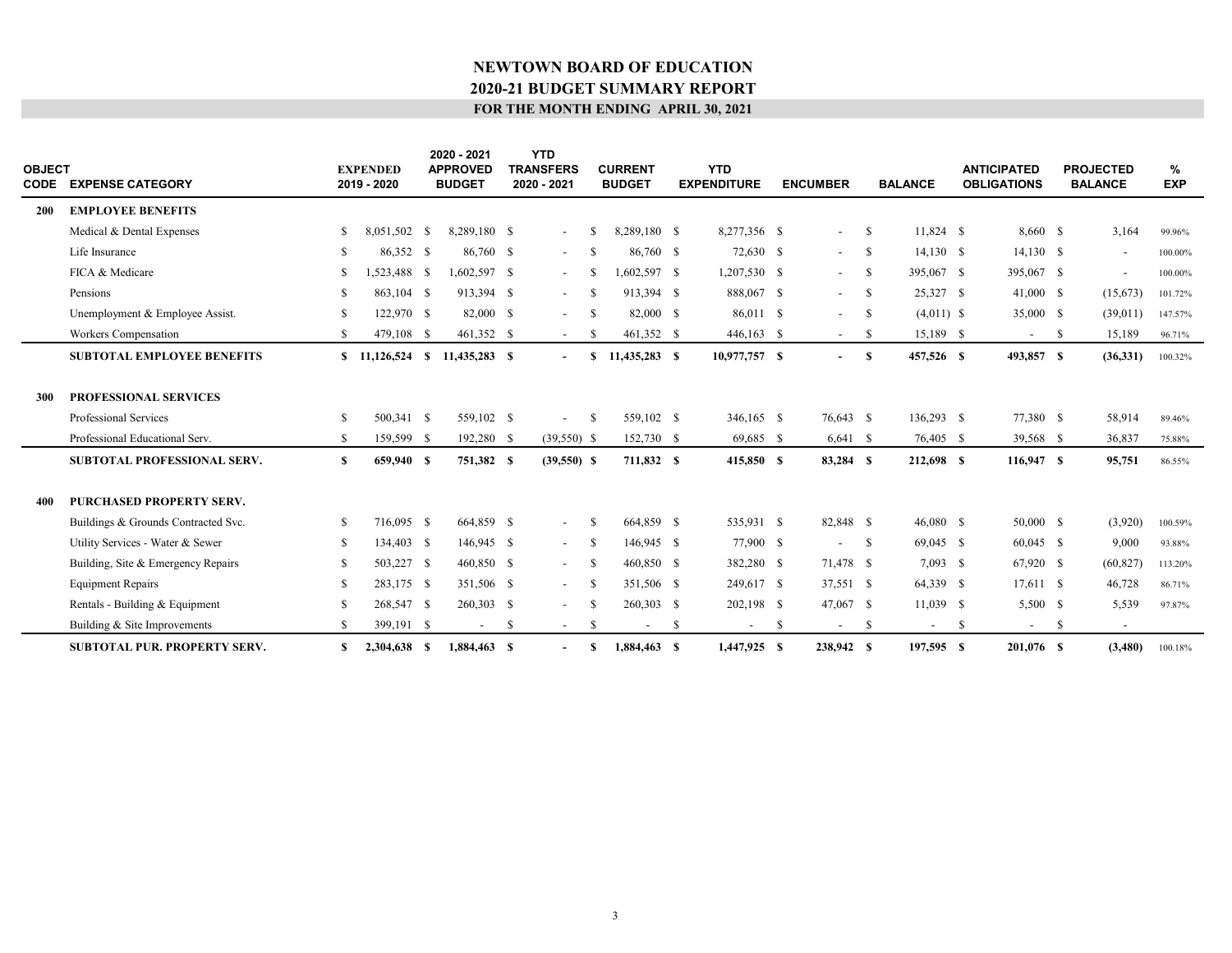# NEWTOWN BOARD OF EDUCATION
## 2020-21 BUDGET SUMMARY REPORT
### FOR THE MONTH ENDING APRIL 30, 2021

| OBJECT CODE | EXPENSE CATEGORY | EXPENDED 2019 - 2020 | 2020 - 2021 APPROVED BUDGET | YTD TRANSFERS 2020 - 2021 | CURRENT BUDGET | YTD EXPENDITURE | ENCUMBER | BALANCE | ANTICIPATED OBLIGATIONS | PROJECTED BALANCE | % EXP |
|---|---|---|---|---|---|---|---|---|---|---|---|
| 200 | **EMPLOYEE BENEFITS** | | | | | | | | | | |
| | Medical & Dental Expenses | $ 8,051,502 | $ 8,289,180 | $ - | $ 8,289,180 | $ 8,277,356 | $ - | $ 11,824 | $ 8,660 | $ 3,164 | 99.96% |
| | Life Insurance | $ 86,352 | $ 86,760 | $ - | $ 86,760 | $ 72,630 | $ - | $ 14,130 | $ 14,130 | $ - | 100.00% |
| | FICA & Medicare | $ 1,523,488 | $ 1,602,597 | $ - | $ 1,602,597 | $ 1,207,530 | $ - | $ 395,067 | $ 395,067 | $ - | 100.00% |
| | Pensions | $ 863,104 | $ 913,394 | $ - | $ 913,394 | $ 888,067 | $ - | $ 25,327 | $ 41,000 | $ (15,673) | 101.72% |
| | Unemployment & Employee Assist. | $ 122,970 | $ 82,000 | $ - | $ 82,000 | $ 86,011 | $ - | $ (4,011) | $ 35,000 | $ (39,011) | 147.57% |
| | Workers Compensation | $ 479,108 | $ 461,352 | $ - | $ 461,352 | $ 446,163 | $ - | $ 15,189 | $ - | $ 15,189 | 96.71% |
| | **SUBTOTAL EMPLOYEE BENEFITS** | **$ 11,126,524** | **$ 11,435,283** | **$ -** | **$ 11,435,283** | **$ 10,977,757** | **$ -** | **$ 457,526** | **$ 493,857** | **$ (36,331)** | 100.32% |
| 300 | **PROFESSIONAL SERVICES** | | | | | | | | | | |
| | Professional Services | $ 500,341 | $ 559,102 | $ - | $ 559,102 | $ 346,165 | $ 76,643 | $ 136,293 | $ 77,380 | $ 58,914 | 89.46% |
| | Professional Educational Serv. | $ 159,599 | $ 192,280 | $ (39,550) | $ 152,730 | $ 69,685 | $ 6,641 | $ 76,405 | $ 39,568 | $ 36,837 | 75.88% |
| | **SUBTOTAL PROFESSIONAL SERV.** | **$ 659,940** | **$ 751,382** | **$ (39,550)** | **$ 711,832** | **$ 415,850** | **$ 83,284** | **$ 212,698** | **$ 116,947** | **$ 95,751** | 86.55% |
| 400 | **PURCHASED PROPERTY SERV.** | | | | | | | | | | |
| | Buildings & Grounds Contracted Svc. | $ 716,095 | $ 664,859 | $ - | $ 664,859 | $ 535,931 | $ 82,848 | $ 46,080 | $ 50,000 | $ (3,920) | 100.59% |
| | Utility Services - Water & Sewer | $ 134,403 | $ 146,945 | $ - | $ 146,945 | $ 77,900 | $ - | $ 69,045 | $ 60,045 | $ 9,000 | 93.88% |
| | Building, Site & Emergency Repairs | $ 503,227 | $ 460,850 | $ - | $ 460,850 | $ 382,280 | $ 71,478 | $ 7,093 | $ 67,920 | $ (60,827) | 113.20% |
| | Equipment Repairs | $ 283,175 | $ 351,506 | $ - | $ 351,506 | $ 249,617 | $ 37,551 | $ 64,339 | $ 17,611 | $ 46,728 | 86.71% |
| | Rentals - Building & Equipment | $ 268,547 | $ 260,303 | $ - | $ 260,303 | $ 202,198 | $ 47,067 | $ 11,039 | $ 5,500 | $ 5,539 | 97.87% |
| | Building & Site Improvements | $ 399,191 | $ - | $ - | $ - | $ - | $ - | $ - | $ - | $ - | |
| | **SUBTOTAL PUR. PROPERTY SERV.** | **$ 2,304,638** | **$ 1,884,463** | **$ -** | **$ 1,884,463** | **$ 1,447,925** | **$ 238,942** | **$ 197,595** | **$ 201,076** | **$ (3,480)** | 100.18% |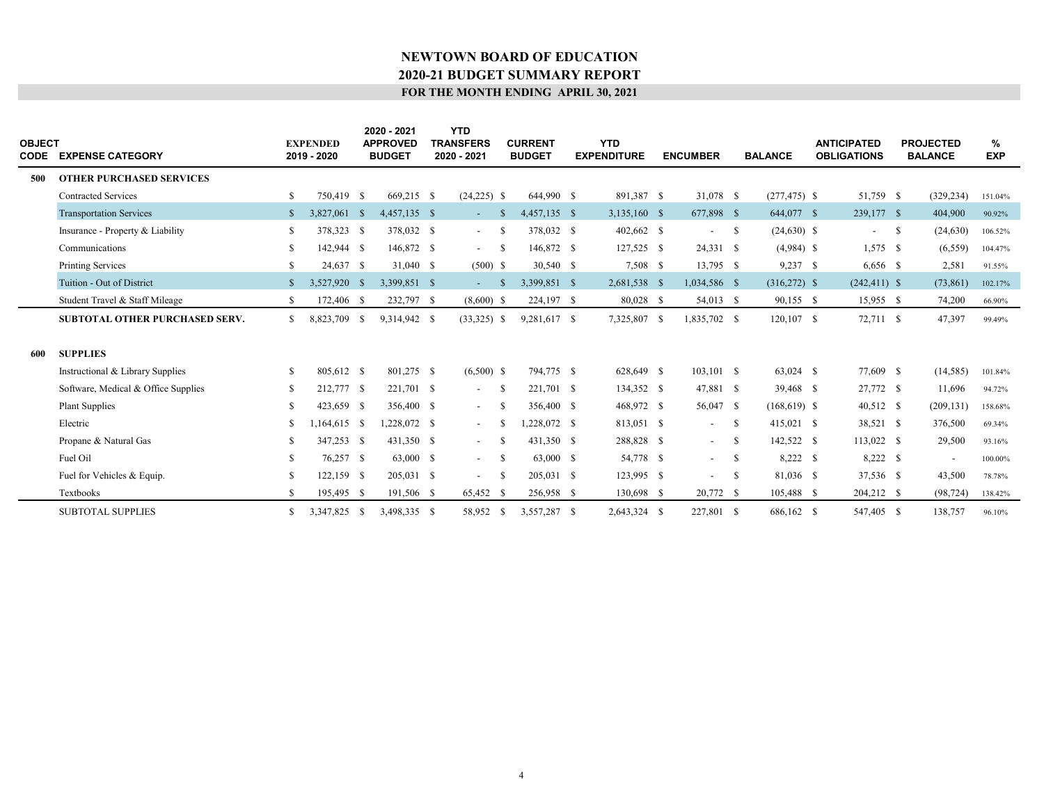# NEWTOWN BOARD OF EDUCATION
## 2020-21 BUDGET SUMMARY REPORT
### FOR THE MONTH ENDING APRIL 30, 2021

| OBJECT CODE | EXPENSE CATEGORY | EXPENDED 2019 - 2020 | 2020 - 2021 APPROVED BUDGET | YTD TRANSFERS 2020 - 2021 | CURRENT BUDGET | YTD EXPENDITURE | ENCUMBER | BALANCE | ANTICIPATED OBLIGATIONS | PROJECTED BALANCE | % EXP |
|---|---|---|---|---|---|---|---|---|---|---|---|
| **500** | **OTHER PURCHASED SERVICES** | | | | | | | | | | |
| | Contracted Services | $ 750,419 | $ 669,215 | $ (24,225) | $ 644,990 | $ 891,387 | $ 31,078 | $ (277,475) | $ 51,759 | $ (329,234) | 151.04% |
| | Transportation Services | $ 3,827,061 | $ 4,457,135 | $ - | $ 4,457,135 | $ 3,135,160 | $ 677,898 | $ 644,077 | $ 239,177 | $ 404,900 | 90.92% |
| | Insurance - Property & Liability | $ 378,323 | $ 378,032 | $ - | $ 378,032 | $ 402,662 | $ - | $ (24,630) | $ - | $ (24,630) | 106.52% |
| | Communications | $ 142,944 | $ 146,872 | $ - | $ 146,872 | $ 127,525 | $ 24,331 | $ (4,984) | $ 1,575 | $ (6,559) | 104.47% |
| | Printing Services | $ 24,637 | $ 31,040 | $ (500) | $ 30,540 | $ 7,508 | $ 13,795 | $ 9,237 | $ 6,656 | $ 2,581 | 91.55% |
| | Tuition - Out of District | $ 3,527,920 | $ 3,399,851 | $ - | $ 3,399,851 | $ 2,681,538 | $ 1,034,586 | $ (316,272) | $ (242,411) | $ (73,861) | 102.17% |
| | Student Travel & Staff Mileage | $ 172,406 | $ 232,797 | $ (8,600) | $ 224,197 | $ 80,028 | $ 54,013 | $ 90,155 | $ 15,955 | $ 74,200 | 66.90% |
| | **SUBTOTAL OTHER PURCHASED SERV.** | $ 8,823,709 | $ 9,314,942 | $ (33,325) | $ 9,281,617 | $ 7,325,807 | $ 1,835,702 | $ 120,107 | $ 72,711 | $ 47,397 | 99.49% |
| **600** | **SUPPLIES** | | | | | | | | | | |
| | Instructional & Library Supplies | $ 805,612 | $ 801,275 | $ (6,500) | $ 794,775 | $ 628,649 | $ 103,101 | $ 63,024 | $ 77,609 | $ (14,585) | 101.84% |
| | Software, Medical & Office Supplies | $ 212,777 | $ 221,701 | $ - | $ 221,701 | $ 134,352 | $ 47,881 | $ 39,468 | $ 27,772 | $ 11,696 | 94.72% |
| | Plant Supplies | $ 423,659 | $ 356,400 | $ - | $ 356,400 | $ 468,972 | $ 56,047 | $ (168,619) | $ 40,512 | $ (209,131) | 158.68% |
| | Electric | $ 1,164,615 | $ 1,228,072 | $ - | $ 1,228,072 | $ 813,051 | $ - | $ 415,021 | $ 38,521 | $ 376,500 | 69.34% |
| | Propane & Natural Gas | $ 347,253 | $ 431,350 | $ - | $ 431,350 | $ 288,828 | $ - | $ 142,522 | $ 113,022 | $ 29,500 | 93.16% |
| | Fuel Oil | $ 76,257 | $ 63,000 | $ - | $ 63,000 | $ 54,778 | $ - | $ 8,222 | $ 8,222 | $ - | 100.00% |
| | Fuel for Vehicles & Equip. | $ 122,159 | $ 205,031 | $ - | $ 205,031 | $ 123,995 | $ - | $ 81,036 | $ 37,536 | $ 43,500 | 78.78% |
| | Textbooks | $ 195,495 | $ 191,506 | $ 65,452 | $ 256,958 | $ 130,698 | $ 20,772 | $ 105,488 | $ 204,212 | $ (98,724) | 138.42% |
| | SUBTOTAL SUPPLIES | $ 3,347,825 | $ 3,498,335 | $ 58,952 | $ 3,557,287 | $ 2,643,324 | $ 227,801 | $ 686,162 | $ 547,405 | $ 138,757 | 96.10% |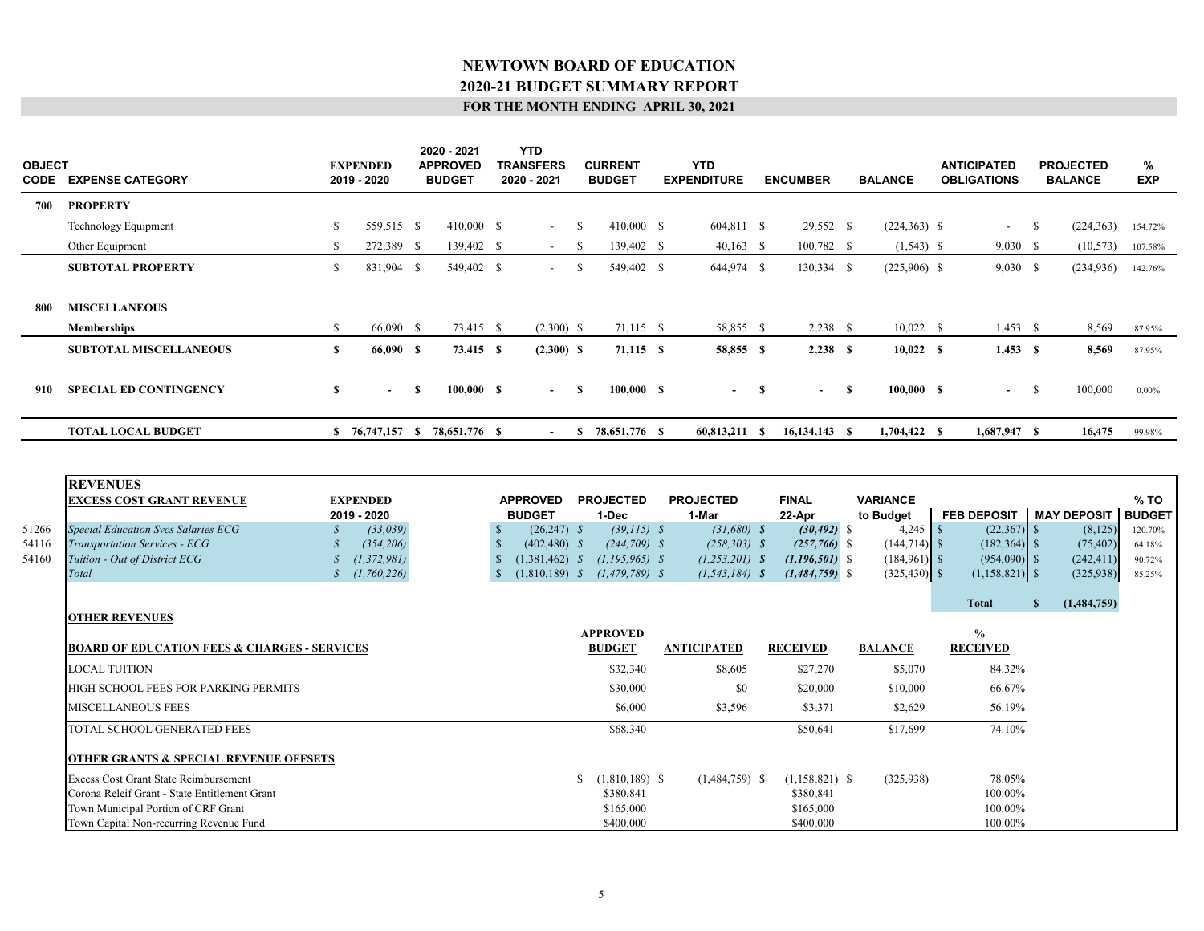# NEWTOWN BOARD OF EDUCATION
## 2020-21 BUDGET SUMMARY REPORT
### FOR THE MONTH ENDING APRIL 30, 2021

| OBJECT CODE | EXPENSE CATEGORY | EXPENDED 2019 - 2020 | 2020 - 2021 APPROVED BUDGET | YTD TRANSFERS 2020 - 2021 | CURRENT BUDGET | YTD EXPENDITURE | ENCUMBER | BALANCE | ANTICIPATED OBLIGATIONS | PROJECTED BALANCE | % EXP |
|---|---|---|---|---|---|---|---|---|---|---|---|
| 700 | **PROPERTY** | | | | | | | | | | |
| | Technology Equipment | $ 559,515 | $ 410,000 | $ - | $ 410,000 | $ 604,811 | $ 29,552 | $ (224,363) | $ - | $ (224,363) | 154.72% |
| | Other Equipment | $ 272,389 | $ 139,402 | $ - | $ 139,402 | $ 40,163 | $ 100,782 | $ (1,543) | $ 9,030 | $ (10,573) | 107.58% |
| | **SUBTOTAL PROPERTY** | $ 831,904 | $ 549,402 | $ - | $ 549,402 | $ 644,974 | $ 130,334 | $ (225,906) | $ 9,030 | $ (234,936) | 142.76% |
| 800 | **MISCELLANEOUS** | | | | | | | | | | |
| | **Memberships** | $ 66,090 | $ 73,415 | $ (2,300) | $ 71,115 | $ 58,855 | $ 2,238 | $ 10,022 | $ 1,453 | $ 8,569 | 87.95% |
| | **SUBTOTAL MISCELLANEOUS** | **$ 66,090** | **$ 73,415** | **$ (2,300)** | **$ 71,115** | **$ 58,855** | **$ 2,238** | **$ 10,022** | **$ 1,453** | **$ 8,569** | 87.95% |
| 910 | **SPECIAL ED CONTINGENCY** | **$ -** | **$ 100,000** | **$ -** | **$ 100,000** | **$ -** | **$ -** | **$ 100,000** | **$ -** | $ 100,000 | 0.00% |
| | **TOTAL LOCAL BUDGET** | **$ 76,747,157** | **$ 78,651,776** | **$ -** | **$ 78,651,776** | **$ 60,813,211** | **$ 16,134,143** | **$ 1,704,422** | **$ 1,687,947** | **$ 16,475** | 99.98% |

**REVENUES**

| | EXCESS COST GRANT REVENUE | EXPENDED 2019 - 2020 | APPROVED BUDGET | PROJECTED 1-Dec | PROJECTED 1-Mar | FINAL 22-Apr | VARIANCE to Budget | FEB DEPOSIT | MAY DEPOSIT | % TO BUDGET |
|---|---|---|---|---|---|---|---|---|---|---|
| 51266 | *Special Education Svcs Salaries ECG* | *$ (33,039)* | $ (26,247) | *$ (39,115)* | *$ (31,680)* | ***$ (30,492)*** | $ 4,245 | $ (22,367) | $ (8,125) | 120.70% |
| 54116 | *Transportation Services - ECG* | *$ (354,206)* | $ (402,480) | *$ (244,709)* | *$ (258,303)* | ***$ (257,766)*** | $ (144,714) | $ (182,364) | $ (75,402) | 64.18% |
| 54160 | *Tuition - Out of District ECG* | *$ (1,372,981)* | $ (1,381,462) | *$ (1,195,965)* | *$ (1,253,201)* | ***$ (1,196,501)*** | $ (184,961) | $ (954,090) | $ (242,411) | 90.72% |
| | *Total* | *$ (1,760,226)* | $ (1,810,189) | *$ (1,479,789)* | *$ (1,543,184)* | ***$ (1,484,759)*** | $ (325,430) | $ (1,158,821) | $ (325,938) | 85.25% |
| | | | | | | | | **Total** | **$ (1,484,759)** | |

**OTHER REVENUES**

| BOARD OF EDUCATION FEES & CHARGES - SERVICES | APPROVED BUDGET | ANTICIPATED | RECEIVED | BALANCE | % RECEIVED |
|---|---|---|---|---|---|
| LOCAL TUITION | $32,340 | $8,605 | $27,270 | $5,070 | 84.32% |
| HIGH SCHOOL FEES FOR PARKING PERMITS | $30,000 | $0 | $20,000 | $10,000 | 66.67% |
| MISCELLANEOUS FEES | $6,000 | $3,596 | $3,371 | $2,629 | 56.19% |
| TOTAL SCHOOL GENERATED FEES | $68,340 | | $50,641 | $17,699 | 74.10% |
| **OTHER GRANTS & SPECIAL REVENUE OFFSETS** | | | | | |
| Excess Cost Grant State Reimbursement | $ (1,810,189) | $ (1,484,759) | $ (1,158,821) | $ (325,938) | 78.05% |
| Corona Releif Grant - State Entitlement Grant | $380,841 | | $380,841 | | 100.00% |
| Town Municipal Portion of CRF Grant | $165,000 | | $165,000 | | 100.00% |
| Town Capital Non-recurring Revenue Fund | $400,000 | | $400,000 | | 100.00% |